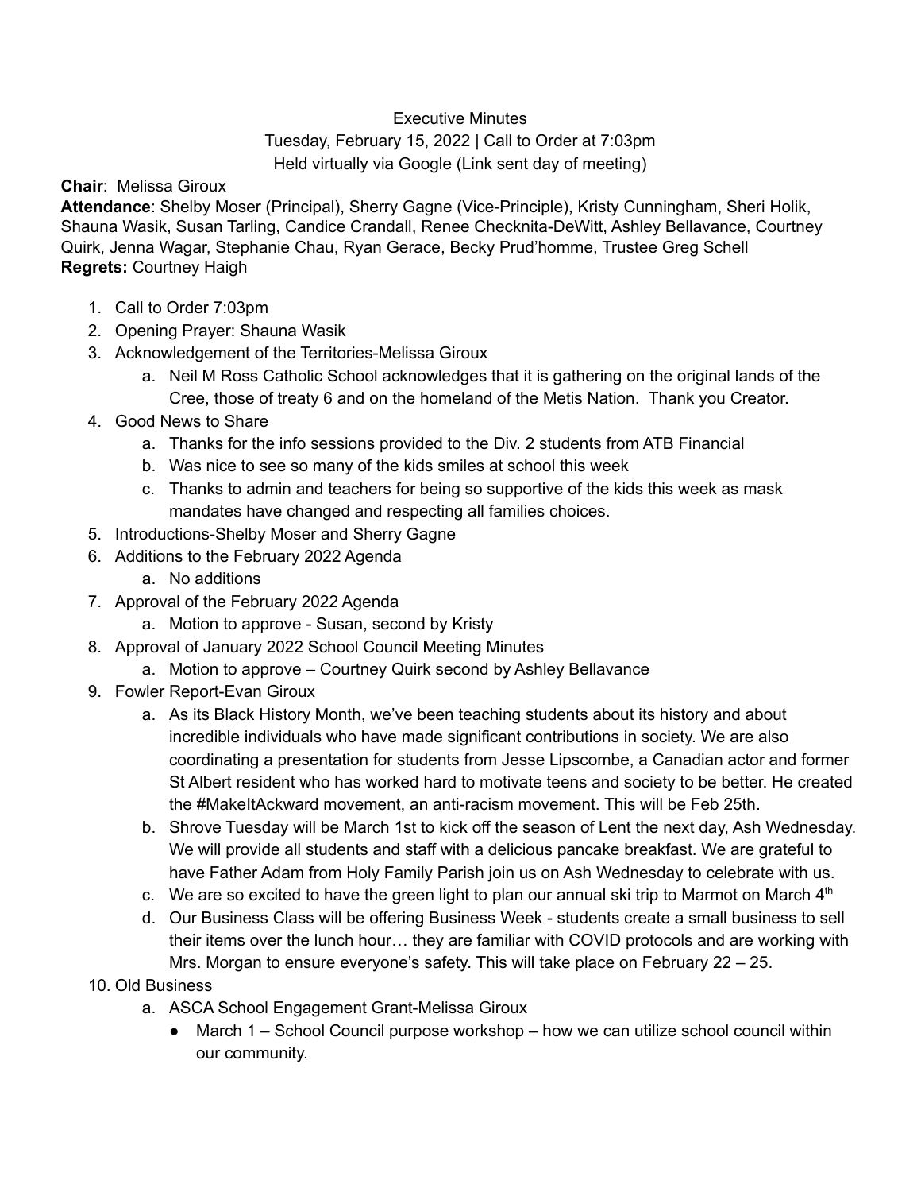Executive Minutes

Tuesday, February 15, 2022 | Call to Order at 7:03pm

Held virtually via Google (Link sent day of meeting)

**Chair**: Melissa Giroux

**Attendance**: Shelby Moser (Principal), Sherry Gagne (Vice-Principle), Kristy Cunningham, Sheri Holik, Shauna Wasik, Susan Tarling, Candice Crandall, Renee Checknita-DeWitt, Ashley Bellavance, Courtney Quirk, Jenna Wagar, Stephanie Chau, Ryan Gerace, Becky Prud'homme, Trustee Greg Schell

**Regrets:** Courtney Haigh

1. Call to Order 7:03pm
2. Opening Prayer: Shauna Wasik
3. Acknowledgement of the Territories-Melissa Giroux
   a. Neil M Ross Catholic School acknowledges that it is gathering on the original lands of the Cree, those of treaty 6 and on the homeland of the Metis Nation. Thank you Creator.
4. Good News to Share
   a. Thanks for the info sessions provided to the Div. 2 students from ATB Financial
   b. Was nice to see so many of the kids smiles at school this week
   c. Thanks to admin and teachers for being so supportive of the kids this week as mask mandates have changed and respecting all families choices.
5. Introductions-Shelby Moser and Sherry Gagne
6. Additions to the February 2022 Agenda
   a. No additions
7. Approval of the February 2022 Agenda
   a. Motion to approve - Susan, second by Kristy
8. Approval of January 2022 School Council Meeting Minutes
   a. Motion to approve – Courtney Quirk second by Ashley Bellavance
9. Fowler Report-Evan Giroux
   a. As its Black History Month, we've been teaching students about its history and about incredible individuals who have made significant contributions in society. We are also coordinating a presentation for students from Jesse Lipscombe, a Canadian actor and former St Albert resident who has worked hard to motivate teens and society to be better. He created the #MakeItAckward movement, an anti-racism movement. This will be Feb 25th.
   b. Shrove Tuesday will be March 1st to kick off the season of Lent the next day, Ash Wednesday. We will provide all students and staff with a delicious pancake breakfast. We are grateful to have Father Adam from Holy Family Parish join us on Ash Wednesday to celebrate with us.
   c. We are so excited to have the green light to plan our annual ski trip to Marmot on March 4th
   d. Our Business Class will be offering Business Week - students create a small business to sell their items over the lunch hour… they are familiar with COVID protocols and are working with Mrs. Morgan to ensure everyone's safety. This will take place on February 22 – 25.
10. Old Business
    a. ASCA School Engagement Grant-Melissa Giroux
       - March 1 – School Council purpose workshop – how we can utilize school council within our community.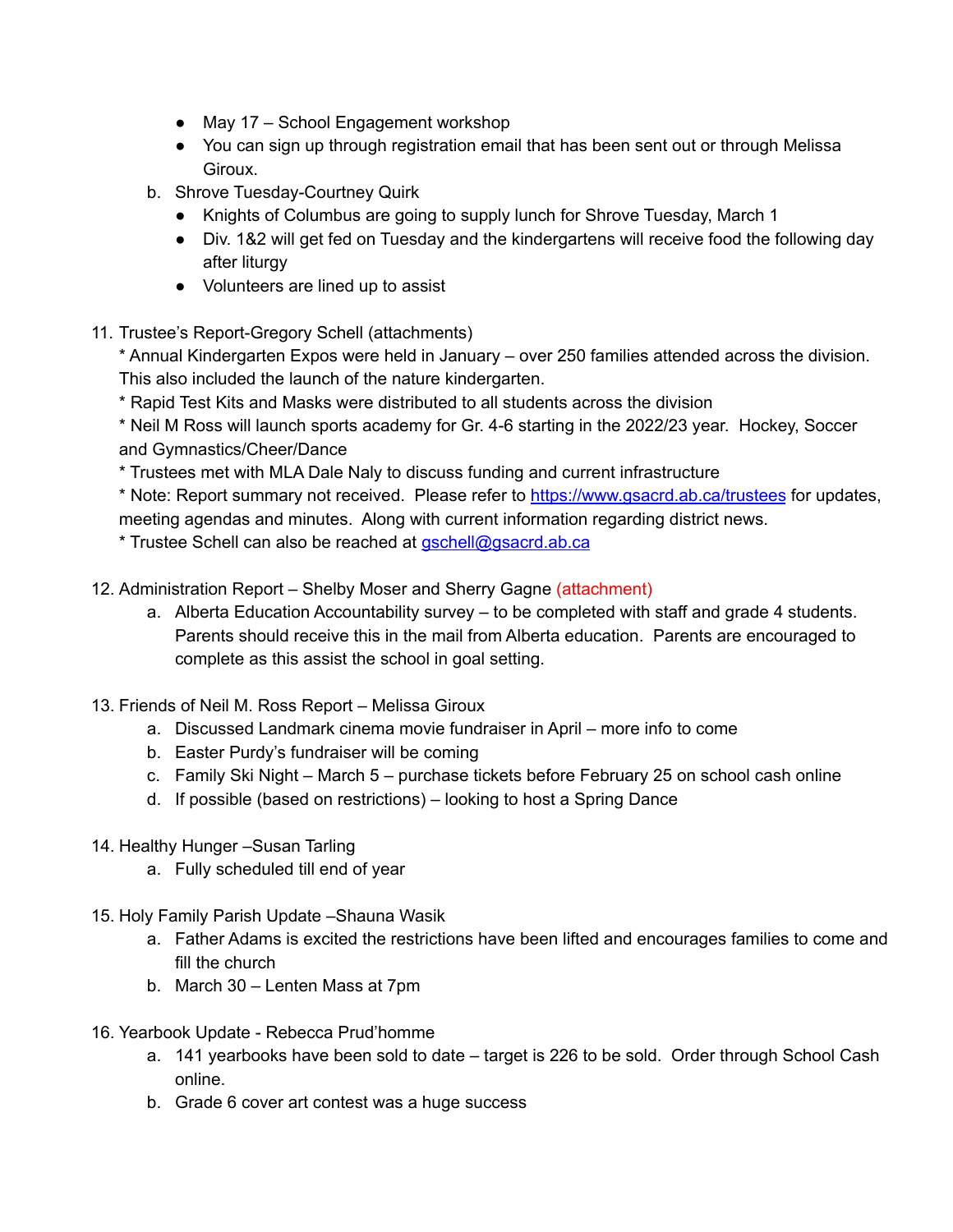- May 17 – School Engagement workshop
  - You can sign up through registration email that has been sent out or through Melissa Giroux.

b. Shrove Tuesday-Courtney Quirk
  - Knights of Columbus are going to supply lunch for Shrove Tuesday, March 1
  - Div. 1&2 will get fed on Tuesday and the kindergartens will receive food the following day after liturgy
  - Volunteers are lined up to assist

11. Trustee's Report-Gregory Schell (attachments)
    * Annual Kindergarten Expos were held in January – over 250 families attended across the division. This also included the launch of the nature kindergarten.
    * Rapid Test Kits and Masks were distributed to all students across the division
    * Neil M Ross will launch sports academy for Gr. 4-6 starting in the 2022/23 year. Hockey, Soccer and Gymnastics/Cheer/Dance
    * Trustees met with MLA Dale Naly to discuss funding and current infrastructure
    * Note: Report summary not received. Please refer to [https://www.gsacrd.ab.ca/trustees](https://www.gsacrd.ab.ca/trustees) for updates, meeting agendas and minutes. Along with current information regarding district news.
    * Trustee Schell can also be reached at [gschell@gsacrd.ab.ca](mailto:gschell@gsacrd.ab.ca)

12. Administration Report – Shelby Moser and Sherry Gagne (attachment)
    a. Alberta Education Accountability survey – to be completed with staff and grade 4 students. Parents should receive this in the mail from Alberta education. Parents are encouraged to complete as this assist the school in goal setting.

13. Friends of Neil M. Ross Report – Melissa Giroux
    a. Discussed Landmark cinema movie fundraiser in April – more info to come
    b. Easter Purdy's fundraiser will be coming
    c. Family Ski Night – March 5 – purchase tickets before February 25 on school cash online
    d. If possible (based on restrictions) – looking to host a Spring Dance

14. Healthy Hunger –Susan Tarling
    a. Fully scheduled till end of year

15. Holy Family Parish Update –Shauna Wasik
    a. Father Adams is excited the restrictions have been lifted and encourages families to come and fill the church
    b. March 30 – Lenten Mass at 7pm

16. Yearbook Update - Rebecca Prud'homme
    a. 141 yearbooks have been sold to date – target is 226 to be sold. Order through School Cash online.
    b. Grade 6 cover art contest was a huge success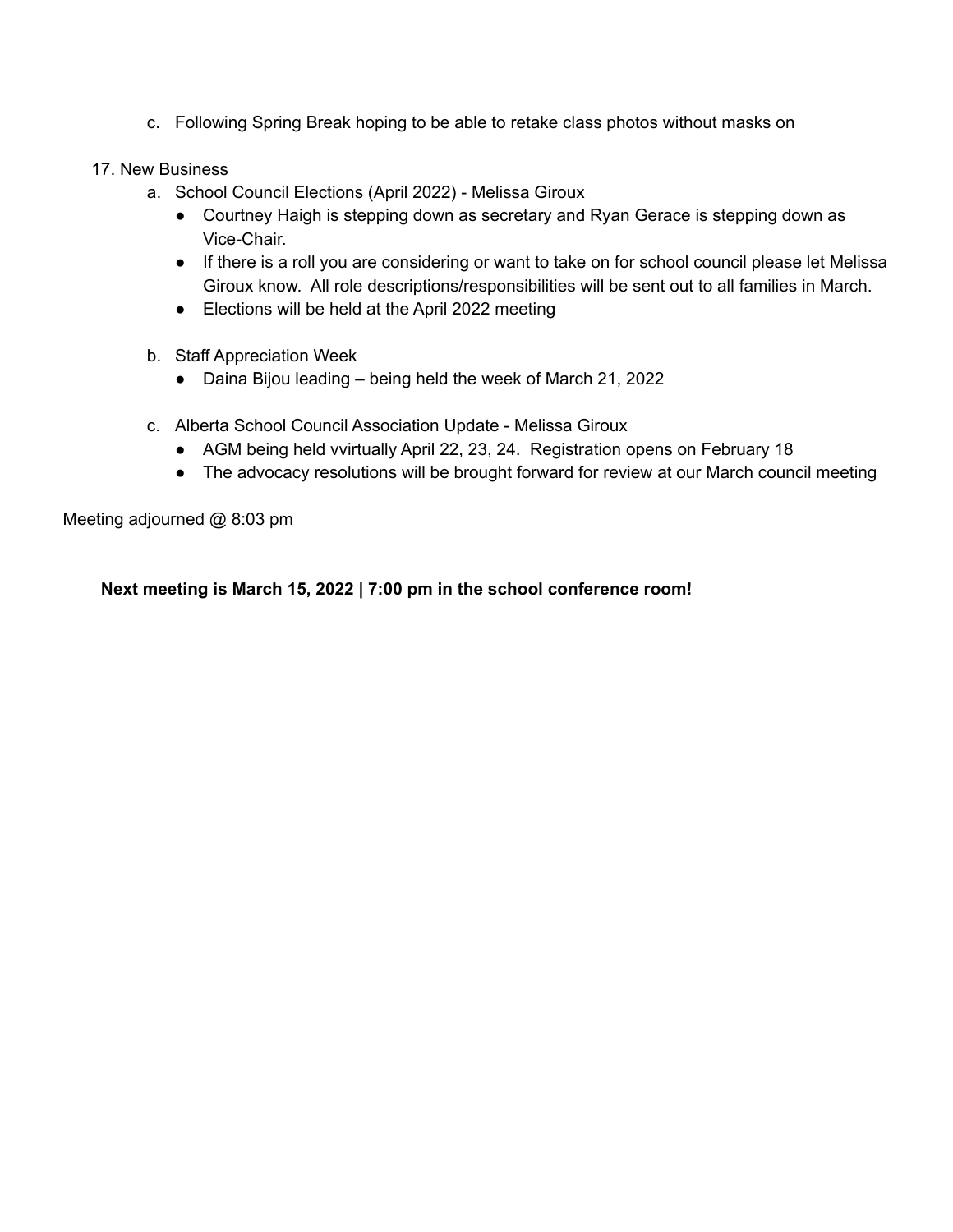c. Following Spring Break hoping to be able to retake class photos without masks on

17. New Business
    a. School Council Elections (April 2022) - Melissa Giroux
        - Courtney Haigh is stepping down as secretary and Ryan Gerace is stepping down as Vice-Chair.
        - If there is a roll you are considering or want to take on for school council please let Melissa Giroux know. All role descriptions/responsibilities will be sent out to all families in March.
        - Elections will be held at the April 2022 meeting

    b. Staff Appreciation Week
        - Daina Bijou leading – being held the week of March 21, 2022

    c. Alberta School Council Association Update - Melissa Giroux
        - AGM being held vvirtually April 22, 23, 24. Registration opens on February 18
        - The advocacy resolutions will be brought forward for review at our March council meeting

Meeting adjourned @ 8:03 pm

**Next meeting is March 15, 2022 | 7:00 pm in the school conference room!**